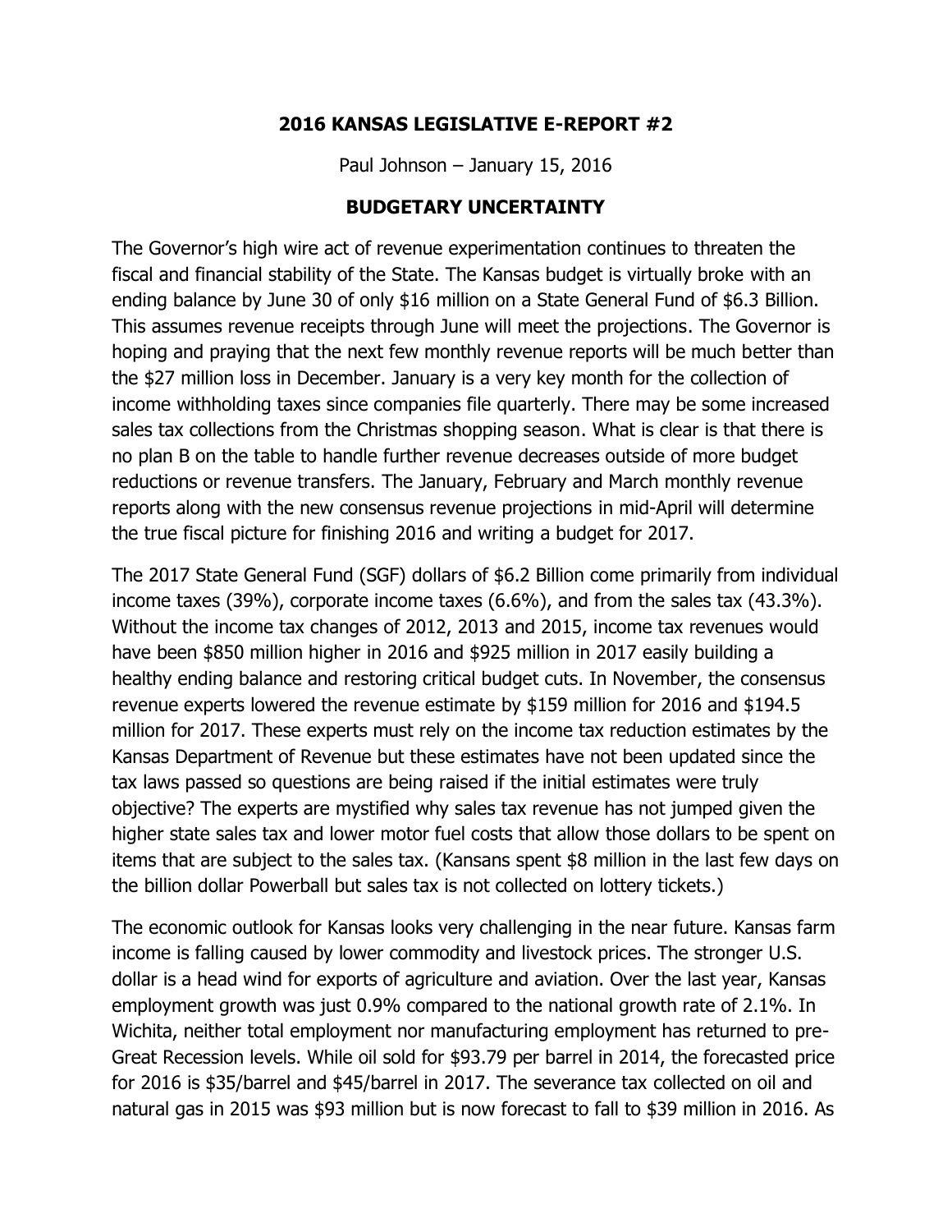# 2016 KANSAS LEGISLATIVE E-REPORT #2

Paul Johnson – January 15, 2016

## BUDGETARY UNCERTAINTY

The Governor's high wire act of revenue experimentation continues to threaten the fiscal and financial stability of the State. The Kansas budget is virtually broke with an ending balance by June 30 of only $16 million on a State General Fund of $6.3 Billion. This assumes revenue receipts through June will meet the projections. The Governor is hoping and praying that the next few monthly revenue reports will be much better than the $27 million loss in December. January is a very key month for the collection of income withholding taxes since companies file quarterly. There may be some increased sales tax collections from the Christmas shopping season. What is clear is that there is no plan B on the table to handle further revenue decreases outside of more budget reductions or revenue transfers. The January, February and March monthly revenue reports along with the new consensus revenue projections in mid-April will determine the true fiscal picture for finishing 2016 and writing a budget for 2017.

The 2017 State General Fund (SGF) dollars of $6.2 Billion come primarily from individual income taxes (39%), corporate income taxes (6.6%), and from the sales tax (43.3%). Without the income tax changes of 2012, 2013 and 2015, income tax revenues would have been $850 million higher in 2016 and $925 million in 2017 easily building a healthy ending balance and restoring critical budget cuts. In November, the consensus revenue experts lowered the revenue estimate by $159 million for 2016 and $194.5 million for 2017. These experts must rely on the income tax reduction estimates by the Kansas Department of Revenue but these estimates have not been updated since the tax laws passed so questions are being raised if the initial estimates were truly objective? The experts are mystified why sales tax revenue has not jumped given the higher state sales tax and lower motor fuel costs that allow those dollars to be spent on items that are subject to the sales tax. (Kansans spent $8 million in the last few days on the billion dollar Powerball but sales tax is not collected on lottery tickets.)

The economic outlook for Kansas looks very challenging in the near future. Kansas farm income is falling caused by lower commodity and livestock prices. The stronger U.S. dollar is a head wind for exports of agriculture and aviation. Over the last year, Kansas employment growth was just 0.9% compared to the national growth rate of 2.1%. In Wichita, neither total employment nor manufacturing employment has returned to pre-Great Recession levels. While oil sold for $93.79 per barrel in 2014, the forecasted price for 2016 is $35/barrel and $45/barrel in 2017. The severance tax collected on oil and natural gas in 2015 was $93 million but is now forecast to fall to $39 million in 2016. As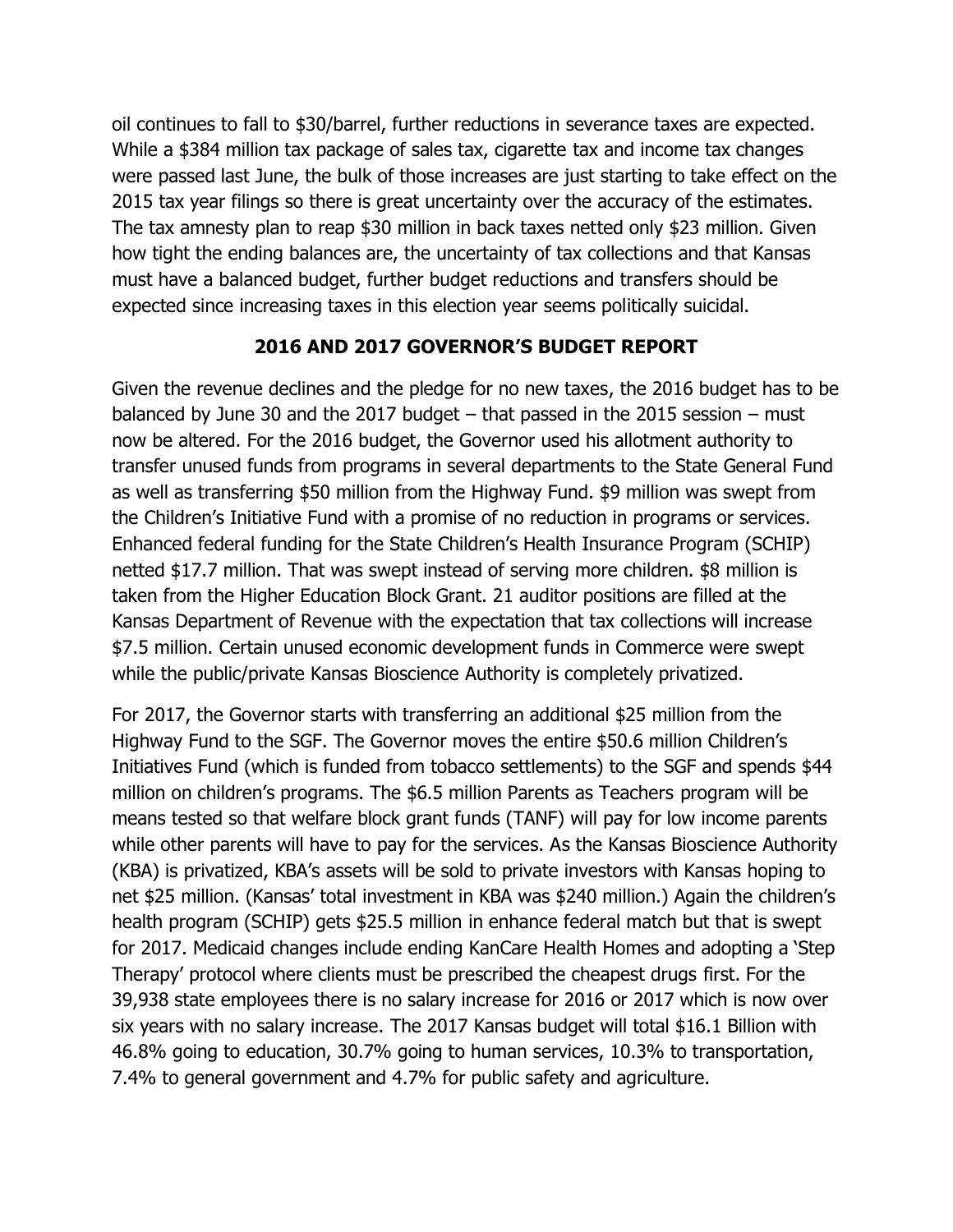oil continues to fall to $30/barrel, further reductions in severance taxes are expected. While a $384 million tax package of sales tax, cigarette tax and income tax changes were passed last June, the bulk of those increases are just starting to take effect on the 2015 tax year filings so there is great uncertainty over the accuracy of the estimates. The tax amnesty plan to reap $30 million in back taxes netted only $23 million. Given how tight the ending balances are, the uncertainty of tax collections and that Kansas must have a balanced budget, further budget reductions and transfers should be expected since increasing taxes in this election year seems politically suicidal.

## 2016 AND 2017 GOVERNOR'S BUDGET REPORT

Given the revenue declines and the pledge for no new taxes, the 2016 budget has to be balanced by June 30 and the 2017 budget – that passed in the 2015 session – must now be altered. For the 2016 budget, the Governor used his allotment authority to transfer unused funds from programs in several departments to the State General Fund as well as transferring $50 million from the Highway Fund. $9 million was swept from the Children's Initiative Fund with a promise of no reduction in programs or services. Enhanced federal funding for the State Children's Health Insurance Program (SCHIP) netted $17.7 million. That was swept instead of serving more children. $8 million is taken from the Higher Education Block Grant. 21 auditor positions are filled at the Kansas Department of Revenue with the expectation that tax collections will increase $7.5 million. Certain unused economic development funds in Commerce were swept while the public/private Kansas Bioscience Authority is completely privatized.

For 2017, the Governor starts with transferring an additional $25 million from the Highway Fund to the SGF. The Governor moves the entire $50.6 million Children's Initiatives Fund (which is funded from tobacco settlements) to the SGF and spends $44 million on children's programs. The $6.5 million Parents as Teachers program will be means tested so that welfare block grant funds (TANF) will pay for low income parents while other parents will have to pay for the services. As the Kansas Bioscience Authority (KBA) is privatized, KBA's assets will be sold to private investors with Kansas hoping to net $25 million. (Kansas' total investment in KBA was $240 million.) Again the children's health program (SCHIP) gets $25.5 million in enhance federal match but that is swept for 2017. Medicaid changes include ending KanCare Health Homes and adopting a 'Step Therapy' protocol where clients must be prescribed the cheapest drugs first. For the 39,938 state employees there is no salary increase for 2016 or 2017 which is now over six years with no salary increase. The 2017 Kansas budget will total $16.1 Billion with 46.8% going to education, 30.7% going to human services, 10.3% to transportation, 7.4% to general government and 4.7% for public safety and agriculture.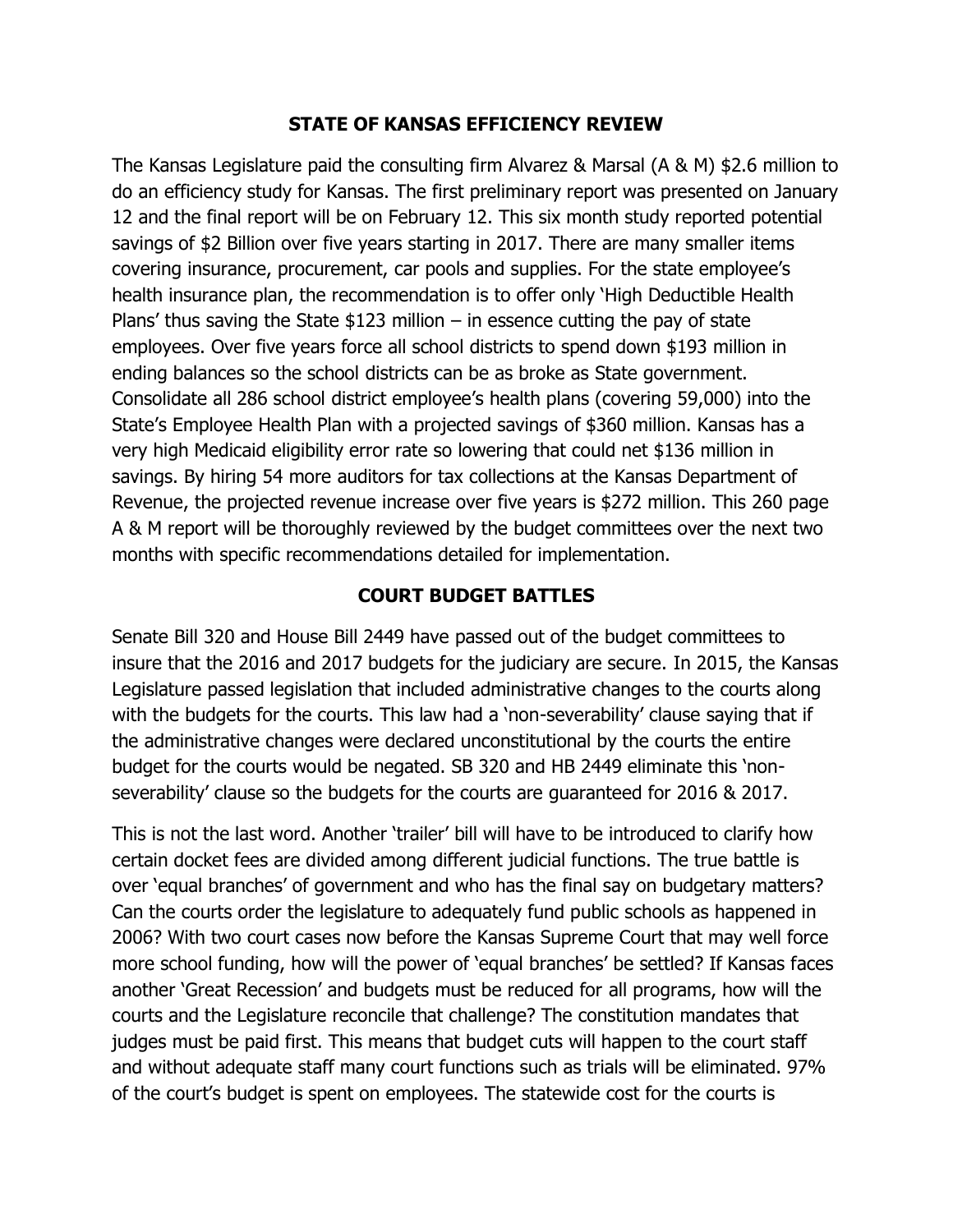## STATE OF KANSAS EFFICIENCY REVIEW

The Kansas Legislature paid the consulting firm Alvarez & Marsal (A & M) $2.6 million to do an efficiency study for Kansas. The first preliminary report was presented on January 12 and the final report will be on February 12. This six month study reported potential savings of $2 Billion over five years starting in 2017. There are many smaller items covering insurance, procurement, car pools and supplies. For the state employee's health insurance plan, the recommendation is to offer only 'High Deductible Health Plans' thus saving the State $123 million – in essence cutting the pay of state employees. Over five years force all school districts to spend down $193 million in ending balances so the school districts can be as broke as State government. Consolidate all 286 school district employee's health plans (covering 59,000) into the State's Employee Health Plan with a projected savings of $360 million. Kansas has a very high Medicaid eligibility error rate so lowering that could net $136 million in savings. By hiring 54 more auditors for tax collections at the Kansas Department of Revenue, the projected revenue increase over five years is $272 million. This 260 page A & M report will be thoroughly reviewed by the budget committees over the next two months with specific recommendations detailed for implementation.

## COURT BUDGET BATTLES

Senate Bill 320 and House Bill 2449 have passed out of the budget committees to insure that the 2016 and 2017 budgets for the judiciary are secure. In 2015, the Kansas Legislature passed legislation that included administrative changes to the courts along with the budgets for the courts. This law had a 'non-severability' clause saying that if the administrative changes were declared unconstitutional by the courts the entire budget for the courts would be negated. SB 320 and HB 2449 eliminate this 'non-severability' clause so the budgets for the courts are guaranteed for 2016 & 2017.

This is not the last word. Another 'trailer' bill will have to be introduced to clarify how certain docket fees are divided among different judicial functions. The true battle is over 'equal branches' of government and who has the final say on budgetary matters? Can the courts order the legislature to adequately fund public schools as happened in 2006? With two court cases now before the Kansas Supreme Court that may well force more school funding, how will the power of 'equal branches' be settled? If Kansas faces another 'Great Recession' and budgets must be reduced for all programs, how will the courts and the Legislature reconcile that challenge? The constitution mandates that judges must be paid first. This means that budget cuts will happen to the court staff and without adequate staff many court functions such as trials will be eliminated. 97% of the court's budget is spent on employees. The statewide cost for the courts is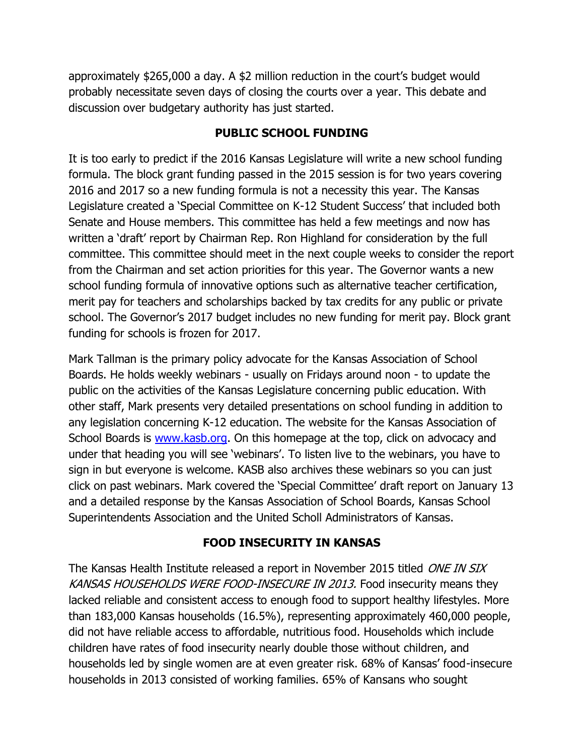approximately $265,000 a day. A $2 million reduction in the court's budget would probably necessitate seven days of closing the courts over a year. This debate and discussion over budgetary authority has just started.

## PUBLIC SCHOOL FUNDING

It is too early to predict if the 2016 Kansas Legislature will write a new school funding formula. The block grant funding passed in the 2015 session is for two years covering 2016 and 2017 so a new funding formula is not a necessity this year. The Kansas Legislature created a 'Special Committee on K-12 Student Success' that included both Senate and House members. This committee has held a few meetings and now has written a 'draft' report by Chairman Rep. Ron Highland for consideration by the full committee. This committee should meet in the next couple weeks to consider the report from the Chairman and set action priorities for this year. The Governor wants a new school funding formula of innovative options such as alternative teacher certification, merit pay for teachers and scholarships backed by tax credits for any public or private school. The Governor's 2017 budget includes no new funding for merit pay. Block grant funding for schools is frozen for 2017.

Mark Tallman is the primary policy advocate for the Kansas Association of School Boards. He holds weekly webinars - usually on Fridays around noon - to update the public on the activities of the Kansas Legislature concerning public education. With other staff, Mark presents very detailed presentations on school funding in addition to any legislation concerning K-12 education. The website for the Kansas Association of School Boards is [www.kasb.org](http://www.kasb.org). On this homepage at the top, click on advocacy and under that heading you will see 'webinars'. To listen live to the webinars, you have to sign in but everyone is welcome. KASB also archives these webinars so you can just click on past webinars. Mark covered the 'Special Committee' draft report on January 13 and a detailed response by the Kansas Association of School Boards, Kansas School Superintendents Association and the United Scholl Administrators of Kansas.

## FOOD INSECURITY IN KANSAS

The Kansas Health Institute released a report in November 2015 titled *ONE IN SIX KANSAS HOUSEHOLDS WERE FOOD-INSECURE IN 2013.* Food insecurity means they lacked reliable and consistent access to enough food to support healthy lifestyles. More than 183,000 Kansas households (16.5%), representing approximately 460,000 people, did not have reliable access to affordable, nutritious food. Households which include children have rates of food insecurity nearly double those without children, and households led by single women are at even greater risk. 68% of Kansas' food-insecure households in 2013 consisted of working families. 65% of Kansans who sought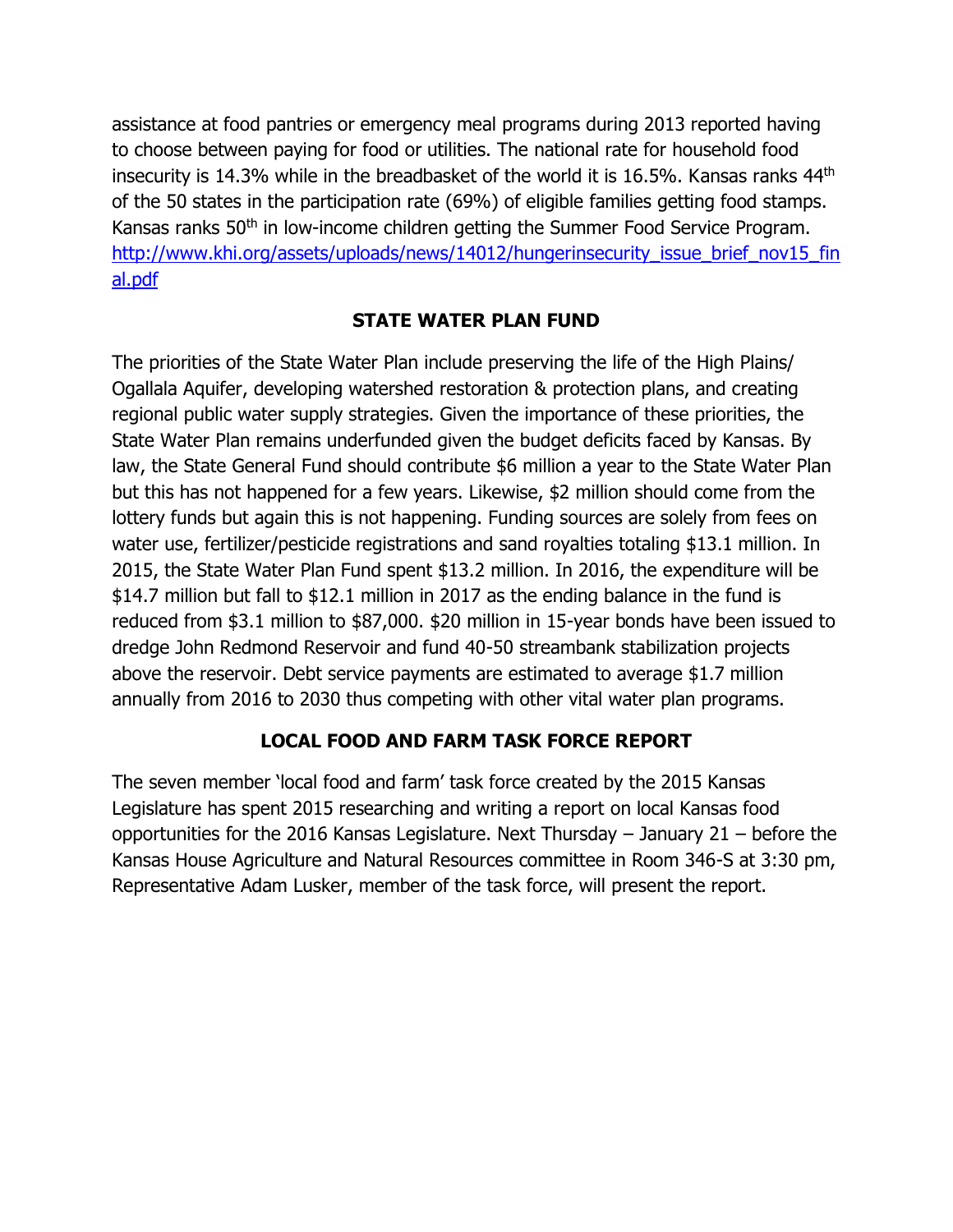assistance at food pantries or emergency meal programs during 2013 reported having to choose between paying for food or utilities. The national rate for household food insecurity is 14.3% while in the breadbasket of the world it is 16.5%. Kansas ranks 44th of the 50 states in the participation rate (69%) of eligible families getting food stamps. Kansas ranks 50th in low-income children getting the Summer Food Service Program. http://www.khi.org/assets/uploads/news/14012/hungerinsecurity_issue_brief_nov15_final.pdf

## STATE WATER PLAN FUND

The priorities of the State Water Plan include preserving the life of the High Plains/ Ogallala Aquifer, developing watershed restoration & protection plans, and creating regional public water supply strategies. Given the importance of these priorities, the State Water Plan remains underfunded given the budget deficits faced by Kansas. By law, the State General Fund should contribute $6 million a year to the State Water Plan but this has not happened for a few years. Likewise, $2 million should come from the lottery funds but again this is not happening. Funding sources are solely from fees on water use, fertilizer/pesticide registrations and sand royalties totaling $13.1 million. In 2015, the State Water Plan Fund spent $13.2 million. In 2016, the expenditure will be $14.7 million but fall to $12.1 million in 2017 as the ending balance in the fund is reduced from $3.1 million to $87,000. $20 million in 15-year bonds have been issued to dredge John Redmond Reservoir and fund 40-50 streambank stabilization projects above the reservoir. Debt service payments are estimated to average $1.7 million annually from 2016 to 2030 thus competing with other vital water plan programs.

## LOCAL FOOD AND FARM TASK FORCE REPORT

The seven member 'local food and farm' task force created by the 2015 Kansas Legislature has spent 2015 researching and writing a report on local Kansas food opportunities for the 2016 Kansas Legislature. Next Thursday – January 21 – before the Kansas House Agriculture and Natural Resources committee in Room 346-S at 3:30 pm, Representative Adam Lusker, member of the task force, will present the report.